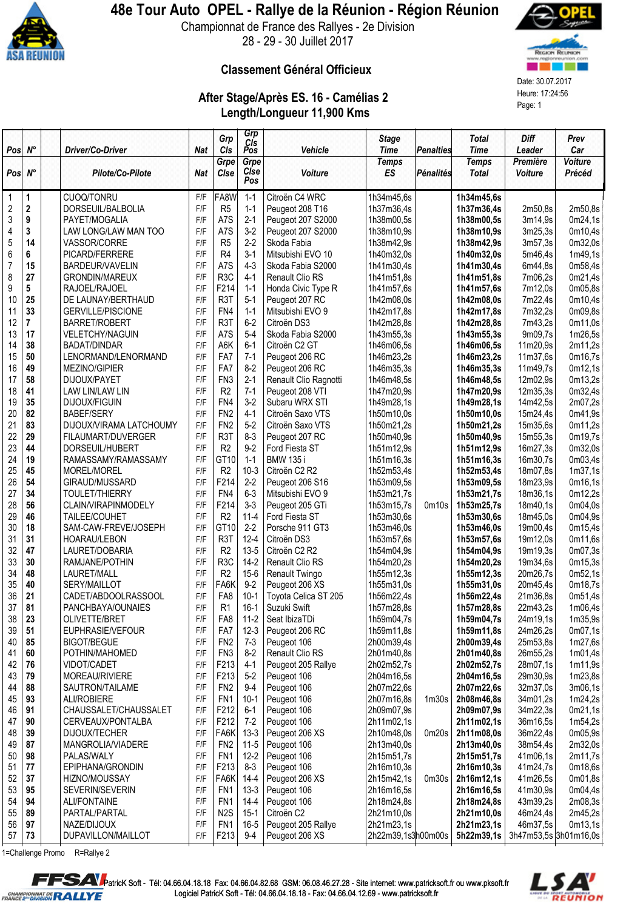# 48e Tour Auto OPEL - Rallye de la Réunion - Région Réunion

Championnat de France des Rallyes - 2e Division

28 - 29 - 30 Juillet 2017

## Classement Général Officieux

Date: 30.07.2017
Heure: 17:24:56

### After Stage/Après ES. 16 - Camélias 2
### Length/Longueur 11,900 Kms

| Pos | N° | | Driver/Co-Driver | Nat | Grp Cls | Grp Cls Pos | Vehicle | Stage Time | Penalties | Total Time | Diff Leader | Prev Car |
|---|---|---|---|---|---|---|---|---|---|---|---|---|
| Pos | N° | | Pilote/Co-Pilote | Nat | Grpe Clse | Grpe Clse Pos | Voiture | Temps ES | Pénalités | Temps Total | Première Voiture | Voiture Précéd |
| 1 | 1 | | CUOQ/TONRU | F/F | FA8W | 1-1 | Citroën C4 WRC | 1h34m45,6s | | 1h34m45,6s | | |
| 2 | 2 | | DORSEUIL/BALBOLIA | F/F | R5 | 1-1 | Peugeot 208 T16 | 1h37m36,4s | | 1h37m36,4s | 2m50,8s | 2m50,8s |
| 3 | 9 | | PAYET/MOGALIA | F/F | A7S | 2-1 | Peugeot 207 S2000 | 1h38m00,5s | | 1h38m00,5s | 3m14,9s | 0m24,1s |
| 4 | 3 | | LAW LONG/LAW MAN TOO | F/F | A7S | 3-2 | Peugeot 207 S2000 | 1h38m10,9s | | 1h38m10,9s | 3m25,3s | 0m10,4s |
| 5 | 14 | | VASSOR/CORRE | F/F | R5 | 2-2 | Skoda Fabia | 1h38m42,9s | | 1h38m42,9s | 3m57,3s | 0m32,0s |
| 6 | 6 | | PICARD/FERRERE | F/F | R4 | 3-1 | Mitsubishi EVO 10 | 1h40m32,0s | | 1h40m32,0s | 5m46,4s | 1m49,1s |
| 7 | 15 | | BARDEUR/VAVELIN | F/F | A7S | 4-3 | Skoda Fabia S2000 | 1h41m30,4s | | 1h41m30,4s | 6m44,8s | 0m58,4s |
| 8 | 27 | | GRONDIN/MAREUX | F/F | R3C | 4-1 | Renault Clio RS | 1h41m51,8s | | 1h41m51,8s | 7m06,2s | 0m21,4s |
| 9 | 5 | | RAJOEL/RAJOEL | F/F | F214 | 1-1 | Honda Civic Type R | 1h41m57,6s | | 1h41m57,6s | 7m12,0s | 0m05,8s |
| 10 | 25 | | DE LAUNAY/BERTHAUD | F/F | R3T | 5-1 | Peugeot 207 RC | 1h42m08,0s | | 1h42m08,0s | 7m22,4s | 0m10,4s |
| 11 | 33 | | GERVILLE/PISCIONE | F/F | FN4 | 1-1 | Mitsubishi EVO 9 | 1h42m17,8s | | 1h42m17,8s | 7m32,2s | 0m09,8s |
| 12 | 7 | | BARRET/ROBERT | F/F | R3T | 6-2 | Citroën DS3 | 1h42m28,8s | | 1h42m28,8s | 7m43,2s | 0m11,0s |
| 13 | 17 | | VELETCHY/NAGUIN | F/F | A7S | 5-4 | Skoda Fabia S2000 | 1h43m55,3s | | 1h43m55,3s | 9m09,7s | 1m26,5s |
| 14 | 38 | | BADAT/DINDAR | F/F | A6K | 6-1 | Citroën C2 GT | 1h46m06,5s | | 1h46m06,5s | 11m20,9s | 2m11,2s |
| 15 | 50 | | LENORMAND/LENORMAND | F/F | FA7 | 7-1 | Peugeot 206 RC | 1h46m23,2s | | 1h46m23,2s | 11m37,6s | 0m16,7s |
| 16 | 49 | | MEZINO/GIPIER | F/F | FA7 | 8-2 | Peugeot 206 RC | 1h46m35,3s | | 1h46m35,3s | 11m49,7s | 0m12,1s |
| 17 | 58 | | DIJOUX/PAYET | F/F | FN3 | 2-1 | Renault Clio Ragnotti | 1h46m48,5s | | 1h46m48,5s | 12m02,9s | 0m13,2s |
| 18 | 41 | | LAW LIN/LAW LIN | F/F | R2 | 7-1 | Peugeot 208 VTI | 1h47m20,9s | | 1h47m20,9s | 12m35,3s | 0m32,4s |
| 19 | 35 | | DIJOUX/FIGUIN | F/F | FN4 | 3-2 | Subaru WRX STI | 1h49m28,1s | | 1h49m28,1s | 14m42,5s | 2m07,2s |
| 20 | 82 | | BABEF/SERY | F/F | FN2 | 4-1 | Citroën Saxo VTS | 1h50m10,0s | | 1h50m10,0s | 15m24,4s | 0m41,9s |
| 21 | 83 | | DIJOUX/VIRAMA LATCHOUMY | F/F | FN2 | 5-2 | Citroën Saxo VTS | 1h50m21,2s | | 1h50m21,2s | 15m35,6s | 0m11,2s |
| 22 | 29 | | FILAUMART/DUVERGER | F/F | R3T | 8-3 | Peugeot 207 RC | 1h50m40,9s | | 1h50m40,9s | 15m55,3s | 0m19,7s |
| 23 | 44 | | DORSEUIL/HUBERT | F/F | R2 | 9-2 | Ford Fiesta ST | 1h51m12,9s | | 1h51m12,9s | 16m27,3s | 0m32,0s |
| 24 | 19 | | RAMASSAMY/RAMASSAMY | F/F | GT10 | 1-1 | BMW 135 i | 1h51m16,3s | | 1h51m16,3s | 16m30,7s | 0m03,4s |
| 25 | 45 | | MOREL/MOREL | F/F | R2 | 10-3 | Citroën C2 R2 | 1h52m53,4s | | 1h52m53,4s | 18m07,8s | 1m37,1s |
| 26 | 54 | | GIRAUD/MUSSARD | F/F | F214 | 2-2 | Peugeot 206 S16 | 1h53m09,5s | | 1h53m09,5s | 18m23,9s | 0m16,1s |
| 27 | 34 | | TOULET/THIERRY | F/F | FN4 | 6-3 | Mitsubishi EVO 9 | 1h53m21,7s | | 1h53m21,7s | 18m36,1s | 0m12,2s |
| 28 | 56 | | CLAIN/VIRAPINMODELY | F/F | F214 | 3-3 | Peugeot 205 GTi | 1h53m15,7s | 0m10s | 1h53m25,7s | 18m40,1s | 0m04,0s |
| 29 | 46 | | TAILEE/COUHET | F/F | R2 | 11-4 | Ford Fiesta ST | 1h53m30,6s | | 1h53m30,6s | 18m45,0s | 0m04,9s |
| 30 | 18 | | SAM-CAW-FREVE/JOSEPH | F/F | GT10 | 2-2 | Porsche 911 GT3 | 1h53m46,0s | | 1h53m46,0s | 19m00,4s | 0m15,4s |
| 31 | 31 | | HOARAU/LEBON | F/F | R3T | 12-4 | Citroën DS3 | 1h53m57,6s | | 1h53m57,6s | 19m12,0s | 0m11,6s |
| 32 | 47 | | LAURET/DOBARIA | F/F | R2 | 13-5 | Citroën C2 R2 | 1h54m04,9s | | 1h54m04,9s | 19m19,3s | 0m07,3s |
| 33 | 30 | | RAMJANE/POTHIN | F/F | R3C | 14-2 | Renault Clio RS | 1h54m20,2s | | 1h54m20,2s | 19m34,6s | 0m15,3s |
| 34 | 48 | | LAURET/MALL | F/F | R2 | 15-6 | Renault Twingo | 1h55m12,3s | | 1h55m12,3s | 20m26,7s | 0m52,1s |
| 35 | 40 | | SERY/MAILLOT | F/F | FA6K | 9-2 | Peugeot 206 XS | 1h55m31,0s | | 1h55m31,0s | 20m45,4s | 0m18,7s |
| 36 | 21 | | CADET/ABDOOLRASSOOL | F/F | FA8 | 10-1 | Toyota Celica ST 205 | 1h56m22,4s | | 1h56m22,4s | 21m36,8s | 0m51,4s |
| 37 | 81 | | PANCHBAYA/OUNAIES | F/F | R1 | 16-1 | Suzuki Swift | 1h57m28,8s | | 1h57m28,8s | 22m43,2s | 1m06,4s |
| 38 | 23 | | OLIVETTE/BRET | F/F | FA8 | 11-2 | Seat IbizaTDi | 1h59m04,7s | | 1h59m04,7s | 24m19,1s | 1m35,9s |
| 39 | 51 | | EUPHRASIE/VEFOUR | F/F | FA7 | 12-3 | Peugeot 206 RC | 1h59m11,8s | | 1h59m11,8s | 24m26,2s | 0m07,1s |
| 40 | 85 | | BIGOT/BEGUE | F/F | FN2 | 7-3 | Peugeot 106 | 2h00m39,4s | | 2h00m39,4s | 25m53,8s | 1m27,6s |
| 41 | 60 | | POTHIN/MAHOMED | F/F | FN3 | 8-2 | Renault Clio RS | 2h01m40,8s | | 2h01m40,8s | 26m55,2s | 1m01,4s |
| 42 | 76 | | VIDOT/CADET | F/F | F213 | 4-1 | Peugeot 205 Rallye | 2h02m52,7s | | 2h02m52,7s | 28m07,1s | 1m11,9s |
| 43 | 79 | | MOREAU/RIVIERE | F/F | F213 | 5-2 | Peugeot 106 | 2h04m16,5s | | 2h04m16,5s | 29m30,9s | 1m23,8s |
| 44 | 88 | | SAUTRON/TAILAME | F/F | FN2 | 9-4 | Peugeot 106 | 2h07m22,6s | | 2h07m22,6s | 32m37,0s | 3m06,1s |
| 45 | 93 | | ALI/ROBIERE | F/F | FN1 | 10-1 | Peugeot 106 | 2h07m16,8s | 1m30s | 2h08m46,8s | 34m01,2s | 1m24,2s |
| 46 | 91 | | CHAUSSALET/CHAUSSALET | F/F | F212 | 6-1 | Peugeot 106 | 2h09m07,9s | | 2h09m07,9s | 34m22,3s | 0m21,1s |
| 47 | 90 | | CERVEAUX/PONTALBA | F/F | F212 | 7-2 | Peugeot 106 | 2h11m02,1s | | 2h11m02,1s | 36m16,5s | 1m54,2s |
| 48 | 39 | | DIJOUX/TECHER | F/F | FA6K | 13-3 | Peugeot 206 XS | 2h10m48,0s | 0m20s | 2h11m08,0s | 36m22,4s | 0m05,9s |
| 49 | 87 | | MANGROLIA/VIADERE | F/F | FN2 | 11-5 | Peugeot 106 | 2h13m40,0s | | 2h13m40,0s | 38m54,4s | 2m32,0s |
| 50 | 98 | | PALAS/WALY | F/F | FN1 | 12-2 | Peugeot 106 | 2h15m51,7s | | 2h15m51,7s | 41m06,1s | 2m11,7s |
| 51 | 77 | | EPIPHANA/GRONDIN | F/F | F213 | 8-3 | Peugeot 106 | 2h16m10,3s | | 2h16m10,3s | 41m24,7s | 0m18,6s |
| 52 | 37 | | HIZNO/MOUSSAY | F/F | FA6K | 14-4 | Peugeot 206 XS | 2h15m42,1s | 0m30s | 2h16m12,1s | 41m26,5s | 0m01,8s |
| 53 | 95 | | SEVERIN/SEVERIN | F/F | FN1 | 13-3 | Peugeot 106 | 2h16m16,5s | | 2h16m16,5s | 41m30,9s | 0m04,4s |
| 54 | 94 | | ALI/FONTAINE | F/F | FN1 | 14-4 | Peugeot 106 | 2h18m24,8s | | 2h18m24,8s | 43m39,2s | 2m08,3s |
| 55 | 89 | | PARTAL/PARTAL | F/F | N2S | 15-1 | Citroën C2 | 2h21m10,0s | | 2h21m10,0s | 46m24,4s | 2m45,2s |
| 56 | 97 | | NAZE/DIJOUX | F/F | FN1 | 16-5 | Peugeot 205 Rallye | 2h21m23,1s | | 2h21m23,1s | 46m37,5s | 0m13,1s |
| 57 | 73 | | DUPAVILLON/MAILLOT | F/F | F213 | 9-4 | Peugeot 206 XS | 2h22m39,1s | 3h00m00s | 5h22m39,1s | 3h47m53,5s | 3h01m16,0s |

1=Challenge Promo R=Rallye 2

PatricK Soft - Tél: 04.66.04.18.18 Fax: 04.66.04.82.68 GSM: 06.08.46.27.28 - Site internet: www.patricksoft.fr ou www.pksoft.fr
Logiciel PatricK Soft - Tél: 04.66.04.18.18 - Fax: 04.66.04.12.69 - www.patricksoft.fr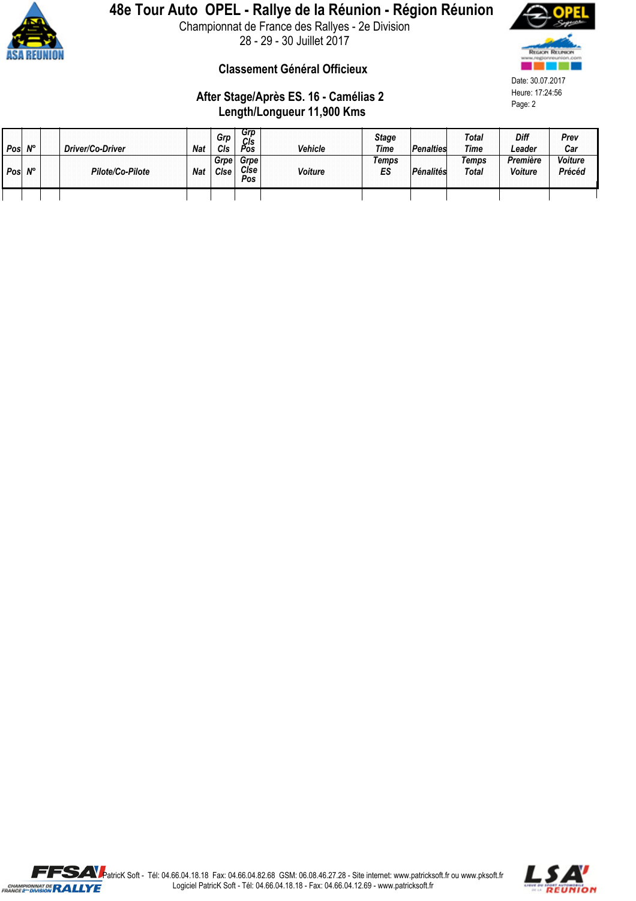# 48e Tour Auto OPEL - Rallye de la Réunion - Région Réunion

Championnat de France des Rallyes - 2e Division

28 - 29 - 30 Juillet 2017

## Classement Général Officieux

### After Stage/Après ES. 16 - Camélias 2
### Length/Longueur 11,900 Kms

Date: 30.07.2017
Heure: 17:24:56

| Pos | N° | | Driver/Co-Driver | Nat | Grp Cls | Grp Cls Pos | Vehicle | Stage Time | Penalties | Total Time | Diff Leader | Prev Car |
|---|---|---|---|---|---|---|---|---|---|---|---|---|
| Pos | N° | | Pilote/Co-Pilote | Nat | Grpe Clse | Grpe Clse Pos | Voiture | Temps ES | Pénalités | Temps Total | Première Voiture | Voiture Précéd |

PatricK Soft - Tél: 04.66.04.18.18 Fax: 04.66.04.82.68 GSM: 06.08.46.27.28 - Site internet: www.patricksoft.fr ou www.pksoft.fr
Logiciel PatricK Soft - Tél: 04.66.04.18.18 - Fax: 04.66.04.12.69 - www.patricksoft.fr